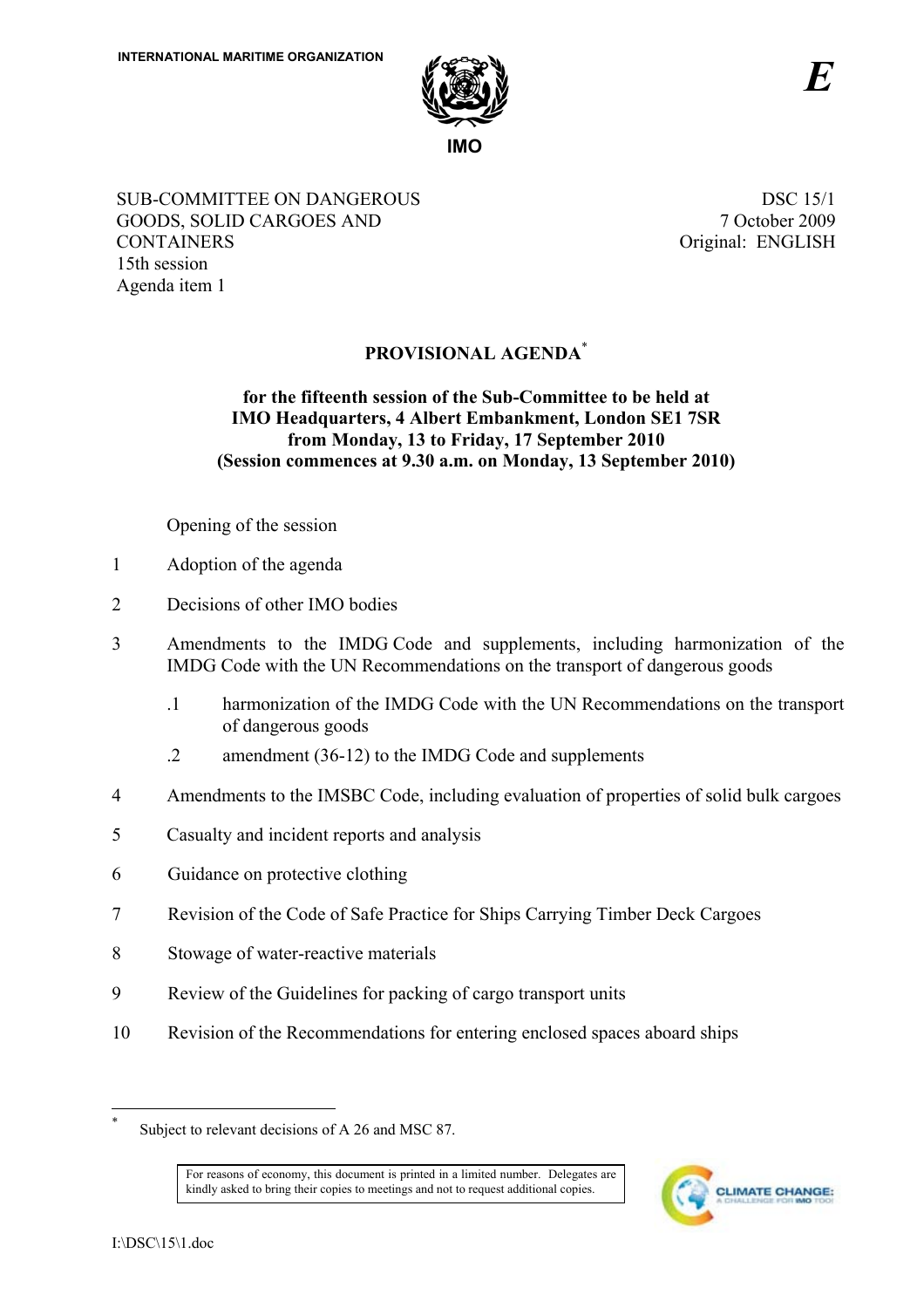INTERNATIONAL MARITIME ORGANIZATION

IMO

*E*

SUB-COMMITTEE ON DANGEROUS GOODS, SOLID CARGOES AND CONTAINERS
15th session
Agenda item 1

DSC 15/1
7 October 2009
Original: ENGLISH

## PROVISIONAL AGENDA*

**for the fifteenth session of the Sub-Committee to be held at IMO Headquarters, 4 Albert Embankment, London SE1 7SR from Monday, 13 to Friday, 17 September 2010 (Session commences at 9.30 a.m. on Monday, 13 September 2010)**

Opening of the session

1 Adoption of the agenda

2 Decisions of other IMO bodies

3 Amendments to the IMDG Code and supplements, including harmonization of the IMDG Code with the UN Recommendations on the transport of dangerous goods

  .1 harmonization of the IMDG Code with the UN Recommendations on the transport of dangerous goods

  .2 amendment (36-12) to the IMDG Code and supplements

4 Amendments to the IMSBC Code, including evaluation of properties of solid bulk cargoes

5 Casualty and incident reports and analysis

6 Guidance on protective clothing

7 Revision of the Code of Safe Practice for Ships Carrying Timber Deck Cargoes

8 Stowage of water-reactive materials

9 Review of the Guidelines for packing of cargo transport units

10 Revision of the Recommendations for entering enclosed spaces aboard ships

---

\* Subject to relevant decisions of A 26 and MSC 87.

For reasons of economy, this document is printed in a limited number. Delegates are kindly asked to bring their copies to meetings and not to request additional copies.

I:\DSC\15\1.doc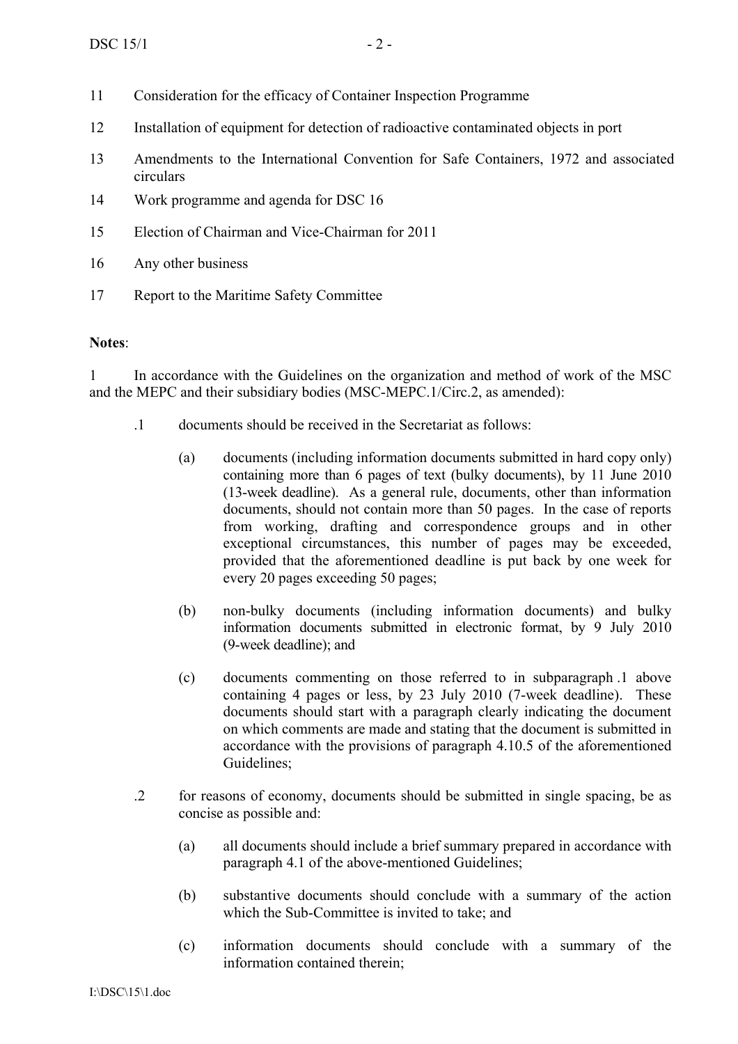11 Consideration for the efficacy of Container Inspection Programme

12 Installation of equipment for detection of radioactive contaminated objects in port

13 Amendments to the International Convention for Safe Containers, 1972 and associated circulars

14 Work programme and agenda for DSC 16

15 Election of Chairman and Vice-Chairman for 2011

16 Any other business

17 Report to the Maritime Safety Committee

**Notes**:

1 In accordance with the Guidelines on the organization and method of work of the MSC and the MEPC and their subsidiary bodies (MSC-MEPC.1/Circ.2, as amended):

.1 documents should be received in the Secretariat as follows:

(a) documents (including information documents submitted in hard copy only) containing more than 6 pages of text (bulky documents), by 11 June 2010 (13-week deadline). As a general rule, documents, other than information documents, should not contain more than 50 pages. In the case of reports from working, drafting and correspondence groups and in other exceptional circumstances, this number of pages may be exceeded, provided that the aforementioned deadline is put back by one week for every 20 pages exceeding 50 pages;

(b) non-bulky documents (including information documents) and bulky information documents submitted in electronic format, by 9 July 2010 (9-week deadline); and

(c) documents commenting on those referred to in subparagraph .1 above containing 4 pages or less, by 23 July 2010 (7-week deadline). These documents should start with a paragraph clearly indicating the document on which comments are made and stating that the document is submitted in accordance with the provisions of paragraph 4.10.5 of the aforementioned Guidelines;

.2 for reasons of economy, documents should be submitted in single spacing, be as concise as possible and:

(a) all documents should include a brief summary prepared in accordance with paragraph 4.1 of the above-mentioned Guidelines;

(b) substantive documents should conclude with a summary of the action which the Sub-Committee is invited to take; and

(c) information documents should conclude with a summary of the information contained therein;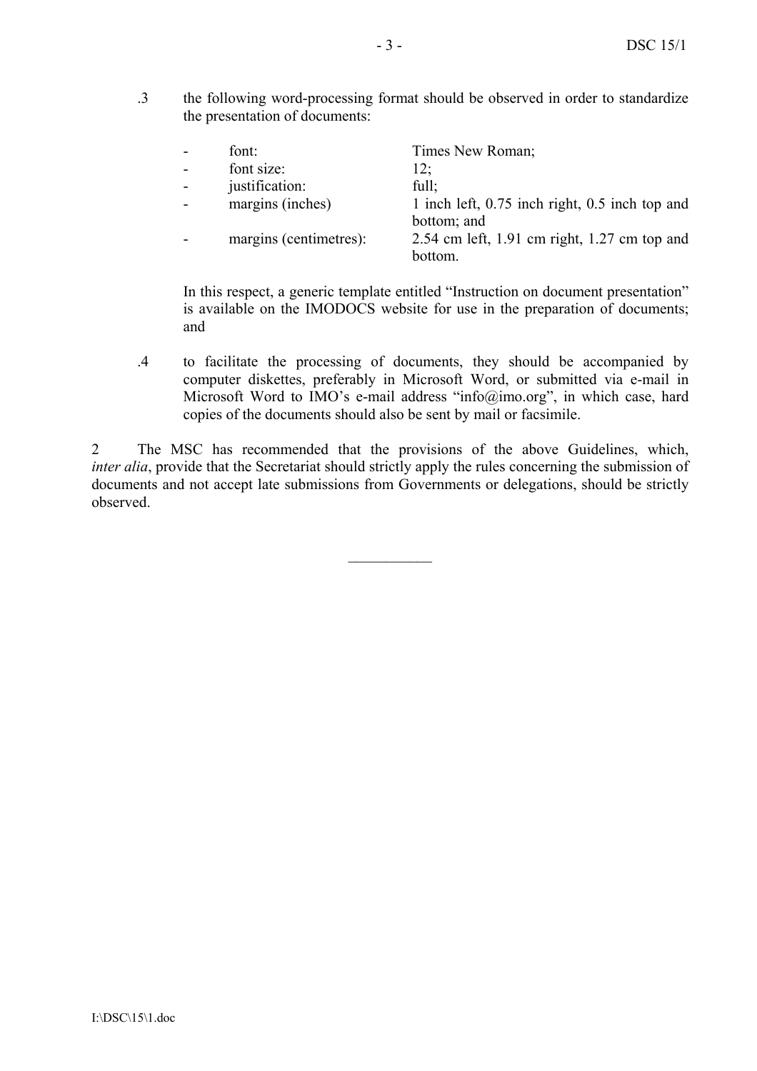.3 the following word-processing format should be observed in order to standardize the presentation of documents:

| | |
|---|---|
| - font: | Times New Roman; |
| - font size: | 12; |
| - justification: | full; |
| - margins (inches) | 1 inch left, 0.75 inch right, 0.5 inch top and bottom; and |
| - margins (centimetres): | 2.54 cm left, 1.91 cm right, 1.27 cm top and bottom. |

In this respect, a generic template entitled "Instruction on document presentation" is available on the IMODOCS website for use in the preparation of documents; and

.4 to facilitate the processing of documents, they should be accompanied by computer diskettes, preferably in Microsoft Word, or submitted via e-mail in Microsoft Word to IMO's e-mail address "info@imo.org", in which case, hard copies of the documents should also be sent by mail or facsimile.

2 The MSC has recommended that the provisions of the above Guidelines, which, *inter alia*, provide that the Secretariat should strictly apply the rules concerning the submission of documents and not accept late submissions from Governments or delegations, should be strictly observed.

___________

I:\DSC\15\1.doc